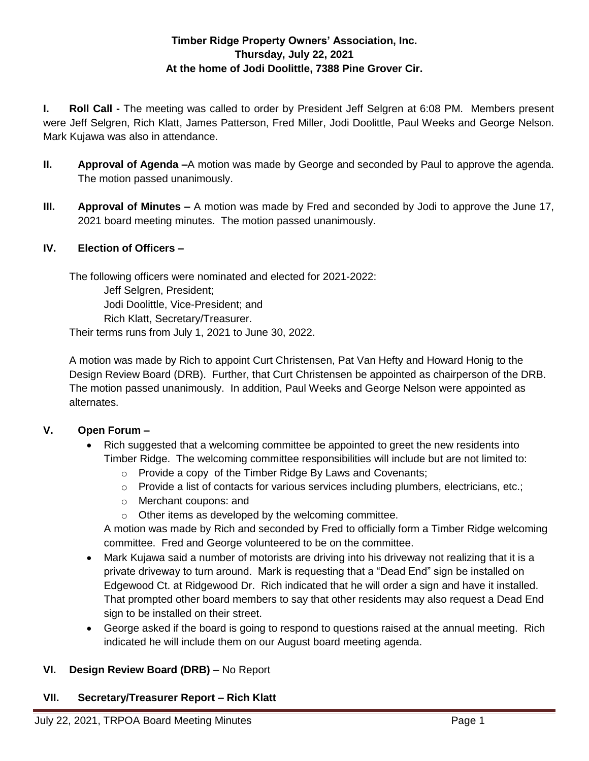**Timber Ridge Property Owners' Association, Inc.**
**Thursday, July 22, 2021**
**At the home of Jodi Doolittle, 7388 Pine Grover Cir.**

**I. Roll Call -** The meeting was called to order by President Jeff Selgren at 6:08 PM. Members present were Jeff Selgren, Rich Klatt, James Patterson, Fred Miller, Jodi Doolittle, Paul Weeks and George Nelson. Mark Kujawa was also in attendance.

**II. Approval of Agenda –**A motion was made by George and seconded by Paul to approve the agenda. The motion passed unanimously.

**III. Approval of Minutes –** A motion was made by Fred and seconded by Jodi to approve the June 17, 2021 board meeting minutes. The motion passed unanimously.

**IV. Election of Officers –**

The following officers were nominated and elected for 2021-2022:

Jeff Selgren, President;
Jodi Doolittle, Vice-President; and
Rich Klatt, Secretary/Treasurer.

Their terms runs from July 1, 2021 to June 30, 2022.

A motion was made by Rich to appoint Curt Christensen, Pat Van Hefty and Howard Honig to the Design Review Board (DRB). Further, that Curt Christensen be appointed as chairperson of the DRB. The motion passed unanimously. In addition, Paul Weeks and George Nelson were appointed as alternates.

**V. Open Forum –**

- Rich suggested that a welcoming committee be appointed to greet the new residents into Timber Ridge. The welcoming committee responsibilities will include but are not limited to:
  - Provide a copy of the Timber Ridge By Laws and Covenants;
  - Provide a list of contacts for various services including plumbers, electricians, etc.;
  - Merchant coupons: and
  - Other items as developed by the welcoming committee.

  A motion was made by Rich and seconded by Fred to officially form a Timber Ridge welcoming committee. Fred and George volunteered to be on the committee.
- Mark Kujawa said a number of motorists are driving into his driveway not realizing that it is a private driveway to turn around. Mark is requesting that a "Dead End" sign be installed on Edgewood Ct. at Ridgewood Dr. Rich indicated that he will order a sign and have it installed. That prompted other board members to say that other residents may also request a Dead End sign to be installed on their street.
- George asked if the board is going to respond to questions raised at the annual meeting. Rich indicated he will include them on our August board meeting agenda.

**VI. Design Review Board (DRB)** – No Report

**VII. Secretary/Treasurer Report – Rich Klatt**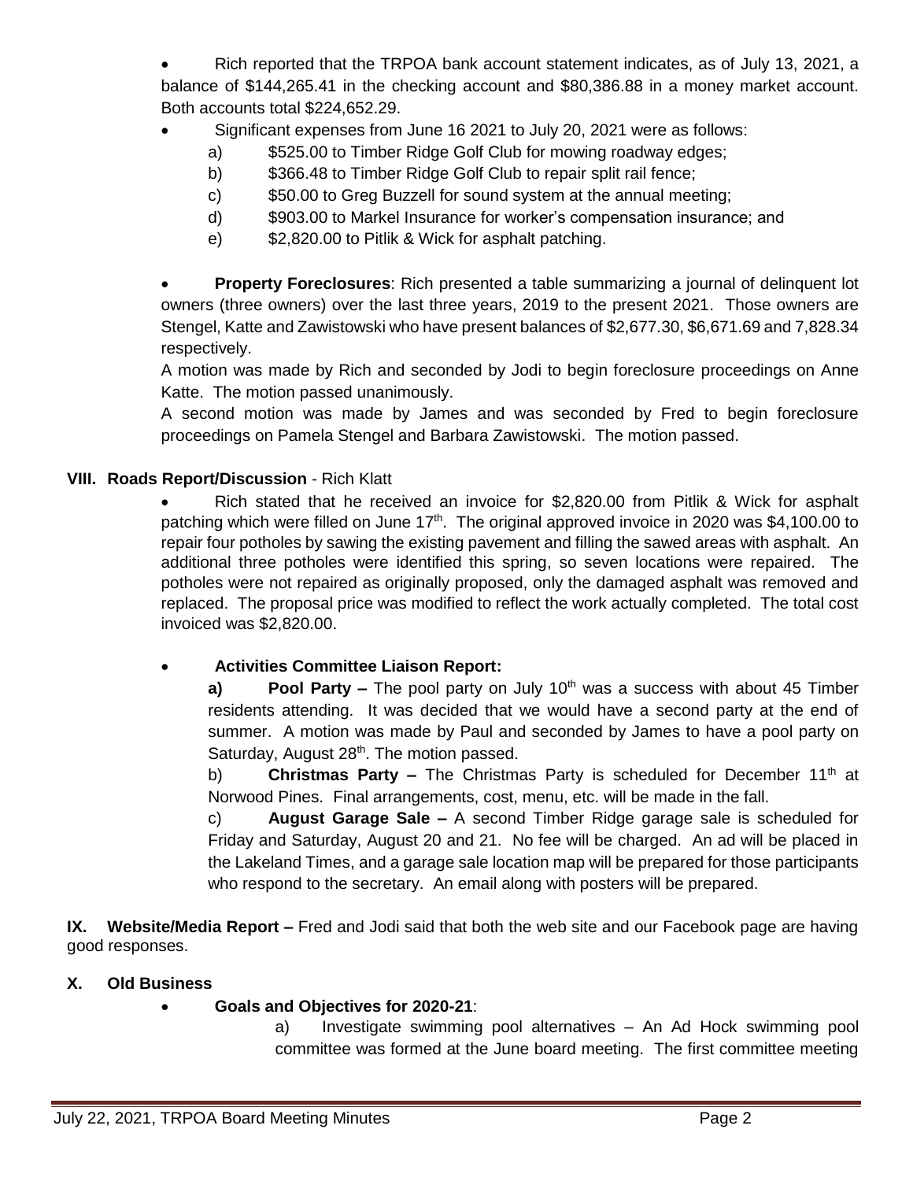- Rich reported that the TRPOA bank account statement indicates, as of July 13, 2021, a balance of $144,265.41 in the checking account and $80,386.88 in a money market account. Both accounts total $224,652.29.
- Significant expenses from June 16 2021 to July 20, 2021 were as follows:
  - a) $525.00 to Timber Ridge Golf Club for mowing roadway edges;
  - b) $366.48 to Timber Ridge Golf Club to repair split rail fence;
  - c) $50.00 to Greg Buzzell for sound system at the annual meeting;
  - d) $903.00 to Markel Insurance for worker's compensation insurance; and
  - e) $2,820.00 to Pitlik & Wick for asphalt patching.

- **Property Foreclosures**: Rich presented a table summarizing a journal of delinquent lot owners (three owners) over the last three years, 2019 to the present 2021. Those owners are Stengel, Katte and Zawistowski who have present balances of $2,677.30, $6,671.69 and 7,828.34 respectively.

  A motion was made by Rich and seconded by Jodi to begin foreclosure proceedings on Anne Katte. The motion passed unanimously.

  A second motion was made by James and was seconded by Fred to begin foreclosure proceedings on Pamela Stengel and Barbara Zawistowski. The motion passed.

## VIII. Roads Report/Discussion - Rich Klatt

- Rich stated that he received an invoice for $2,820.00 from Pitlik & Wick for asphalt patching which were filled on June 17th. The original approved invoice in 2020 was $4,100.00 to repair four potholes by sawing the existing pavement and filling the sawed areas with asphalt. An additional three potholes were identified this spring, so seven locations were repaired. The potholes were not repaired as originally proposed, only the damaged asphalt was removed and replaced. The proposal price was modified to reflect the work actually completed. The total cost invoiced was $2,820.00.

- **Activities Committee Liaison Report:**

  **a) Pool Party –** The pool party on July 10th was a success with about 45 Timber residents attending. It was decided that we would have a second party at the end of summer. A motion was made by Paul and seconded by James to have a pool party on Saturday, August 28th. The motion passed.

  b) **Christmas Party –** The Christmas Party is scheduled for December 11th at Norwood Pines. Final arrangements, cost, menu, etc. will be made in the fall.

  c) **August Garage Sale –** A second Timber Ridge garage sale is scheduled for Friday and Saturday, August 20 and 21. No fee will be charged. An ad will be placed in the Lakeland Times, and a garage sale location map will be prepared for those participants who respond to the secretary. An email along with posters will be prepared.

**IX. Website/Media Report –** Fred and Jodi said that both the web site and our Facebook page are having good responses.

## X. Old Business

- **Goals and Objectives for 2020-21**:

  a) Investigate swimming pool alternatives – An Ad Hock swimming pool committee was formed at the June board meeting. The first committee meeting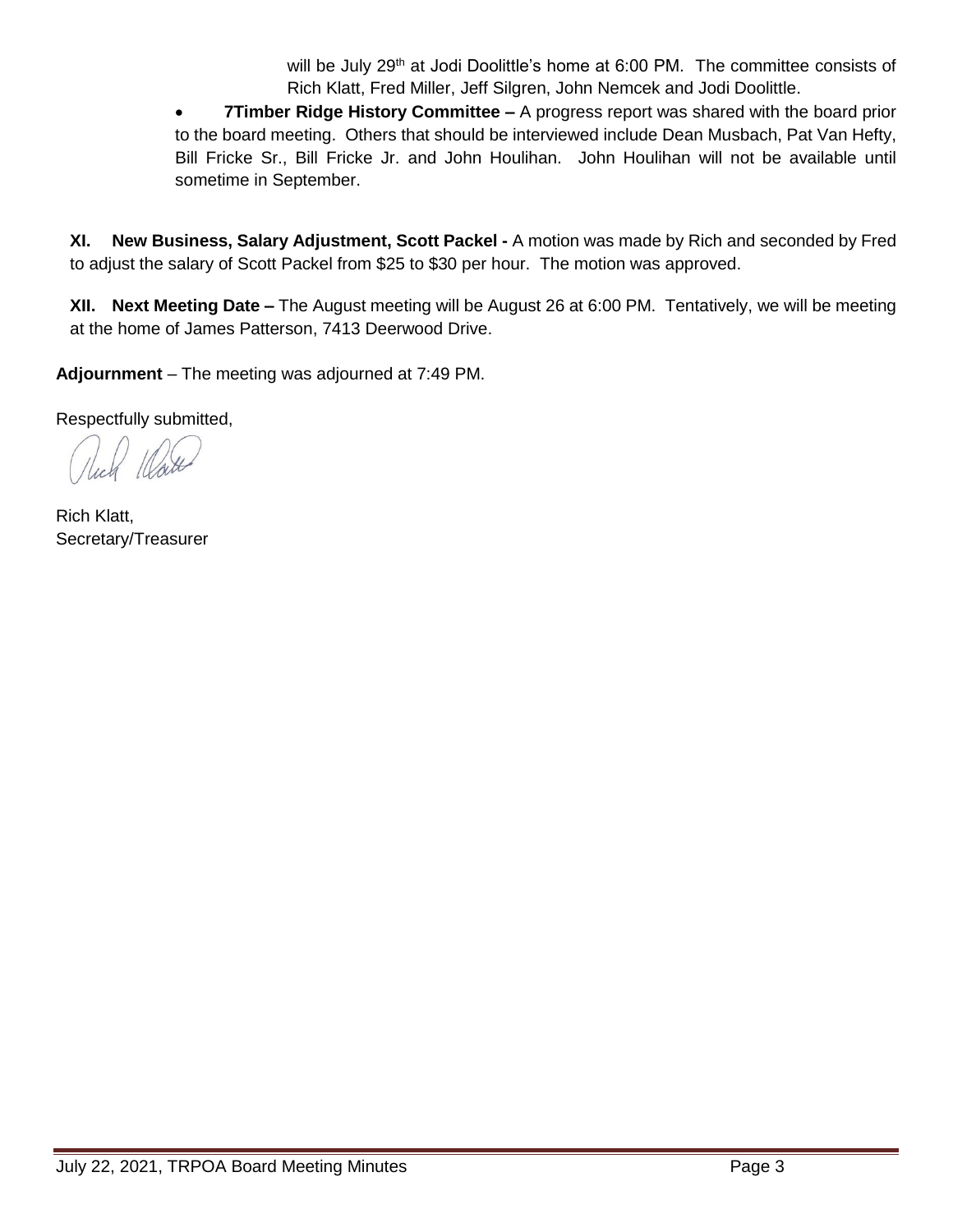will be July 29th at Jodi Doolittle's home at 6:00 PM. The committee consists of Rich Klatt, Fred Miller, Jeff Silgren, John Nemcek and Jodi Doolittle.

- **7Timber Ridge History Committee –** A progress report was shared with the board prior to the board meeting. Others that should be interviewed include Dean Musbach, Pat Van Hefty, Bill Fricke Sr., Bill Fricke Jr. and John Houlihan. John Houlihan will not be available until sometime in September.

**XI. New Business, Salary Adjustment, Scott Packel -** A motion was made by Rich and seconded by Fred to adjust the salary of Scott Packel from $25 to $30 per hour. The motion was approved.

**XII. Next Meeting Date –** The August meeting will be August 26 at 6:00 PM. Tentatively, we will be meeting at the home of James Patterson, 7413 Deerwood Drive.

**Adjournment** – The meeting was adjourned at 7:49 PM.

Respectfully submitted,

Rich Klatt,
Secretary/Treasurer